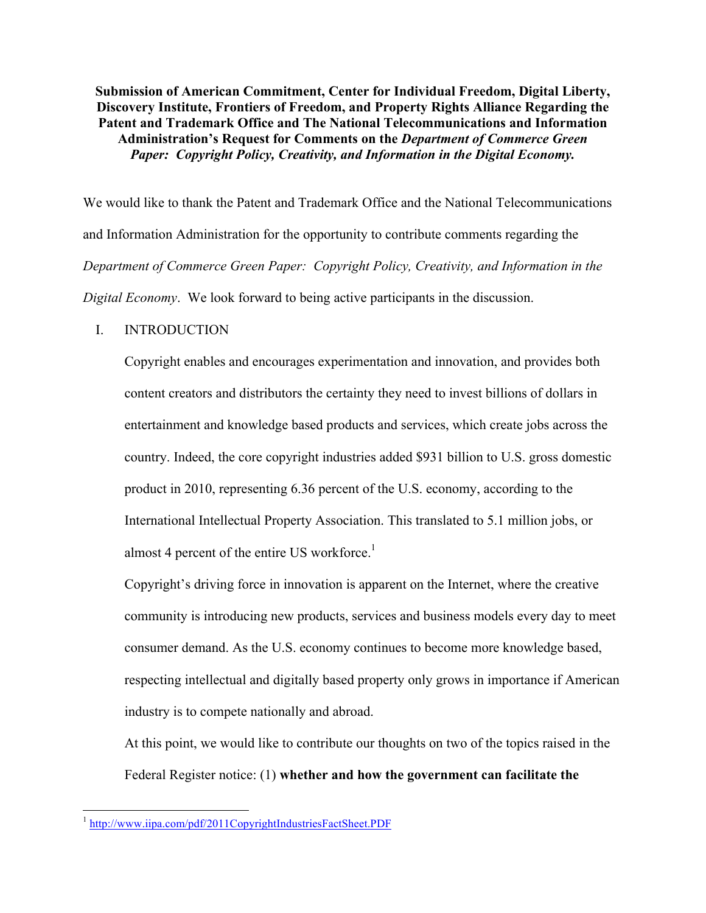**Submission of American Commitment, Center for Individual Freedom, Digital Liberty, Discovery Institute, Frontiers of Freedom, and Property Rights Alliance Regarding the Patent and Trademark Office and The National Telecommunications and Information Administration's Request for Comments on the *Department of Commerce Green Paper: Copyright Policy, Creativity, and Information in the Digital Economy.***

We would like to thank the Patent and Trademark Office and the National Telecommunications and Information Administration for the opportunity to contribute comments regarding the *Department of Commerce Green Paper: Copyright Policy, Creativity, and Information in the Digital Economy*. We look forward to being active participants in the discussion.

I. INTRODUCTION

Copyright enables and encourages experimentation and innovation, and provides both content creators and distributors the certainty they need to invest billions of dollars in entertainment and knowledge based products and services, which create jobs across the country. Indeed, the core copyright industries added $931 billion to U.S. gross domestic product in 2010, representing 6.36 percent of the U.S. economy, according to the International Intellectual Property Association. This translated to 5.1 million jobs, or almost 4 percent of the entire US workforce.[1]

Copyright's driving force in innovation is apparent on the Internet, where the creative community is introducing new products, services and business models every day to meet consumer demand. As the U.S. economy continues to become more knowledge based, respecting intellectual and digitally based property only grows in importance if American industry is to compete nationally and abroad.

At this point, we would like to contribute our thoughts on two of the topics raised in the Federal Register notice: (1) **whether and how the government can facilitate the**

[1] http://www.iipa.com/pdf/2011CopyrightIndustriesFactSheet.PDF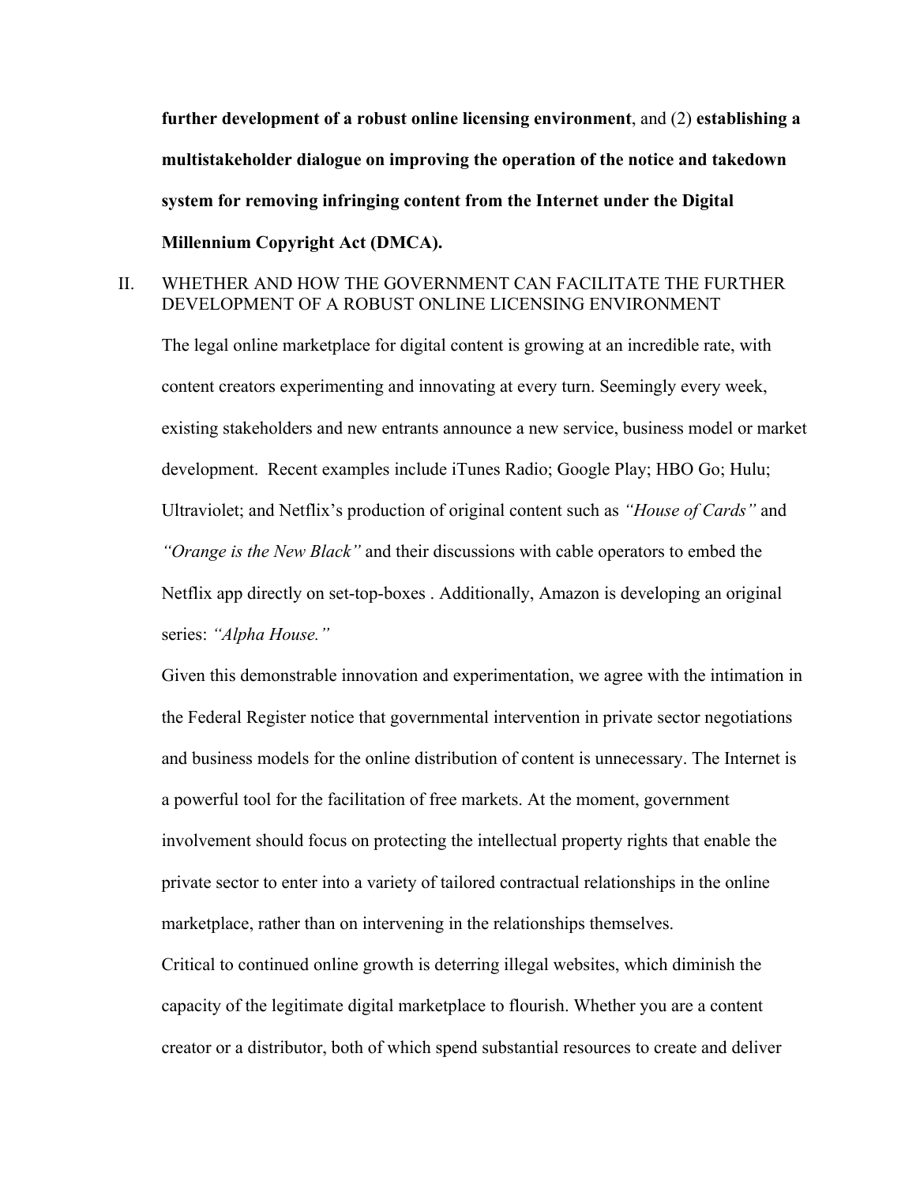**further development of a robust online licensing environment**, and (2) **establishing a multistakeholder dialogue on improving the operation of the notice and takedown system for removing infringing content from the Internet under the Digital Millennium Copyright Act (DMCA).**

## II. WHETHER AND HOW THE GOVERNMENT CAN FACILITATE THE FURTHER DEVELOPMENT OF A ROBUST ONLINE LICENSING ENVIRONMENT

The legal online marketplace for digital content is growing at an incredible rate, with content creators experimenting and innovating at every turn. Seemingly every week, existing stakeholders and new entrants announce a new service, business model or market development. Recent examples include iTunes Radio; Google Play; HBO Go; Hulu; Ultraviolet; and Netflix's production of original content such as *"House of Cards"* and *"Orange is the New Black"* and their discussions with cable operators to embed the Netflix app directly on set-top-boxes . Additionally, Amazon is developing an original series: *"Alpha House."*

Given this demonstrable innovation and experimentation, we agree with the intimation in the Federal Register notice that governmental intervention in private sector negotiations and business models for the online distribution of content is unnecessary. The Internet is a powerful tool for the facilitation of free markets. At the moment, government involvement should focus on protecting the intellectual property rights that enable the private sector to enter into a variety of tailored contractual relationships in the online marketplace, rather than on intervening in the relationships themselves.

Critical to continued online growth is deterring illegal websites, which diminish the capacity of the legitimate digital marketplace to flourish. Whether you are a content creator or a distributor, both of which spend substantial resources to create and deliver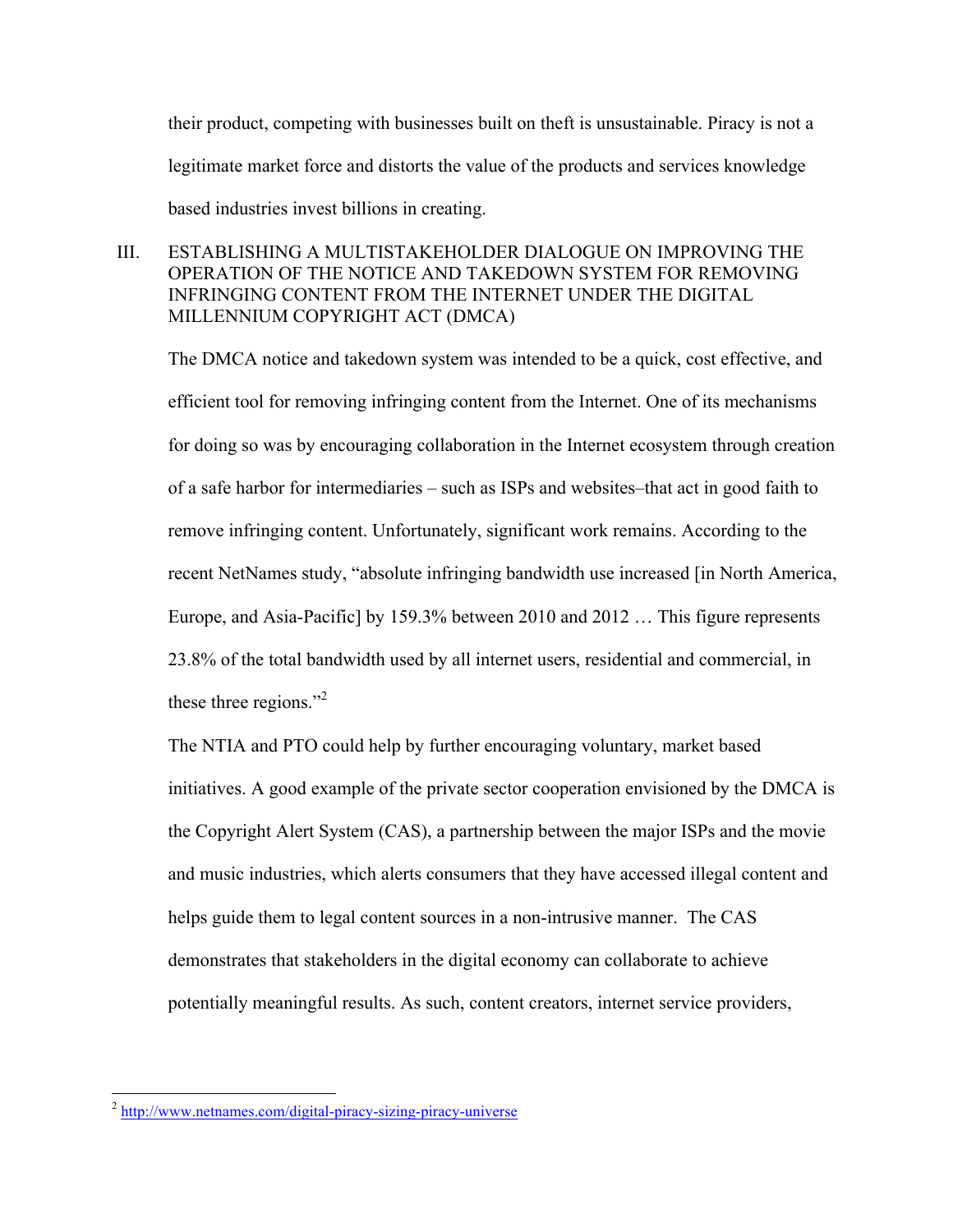their product, competing with businesses built on theft is unsustainable. Piracy is not a legitimate market force and distorts the value of the products and services knowledge based industries invest billions in creating.

## III. ESTABLISHING A MULTISTAKEHOLDER DIALOGUE ON IMPROVING THE OPERATION OF THE NOTICE AND TAKEDOWN SYSTEM FOR REMOVING INFRINGING CONTENT FROM THE INTERNET UNDER THE DIGITAL MILLENNIUM COPYRIGHT ACT (DMCA)

The DMCA notice and takedown system was intended to be a quick, cost effective, and efficient tool for removing infringing content from the Internet. One of its mechanisms for doing so was by encouraging collaboration in the Internet ecosystem through creation of a safe harbor for intermediaries – such as ISPs and websites–that act in good faith to remove infringing content. Unfortunately, significant work remains. According to the recent NetNames study, "absolute infringing bandwidth use increased [in North America, Europe, and Asia-Pacific] by 159.3% between 2010 and 2012 … This figure represents 23.8% of the total bandwidth used by all internet users, residential and commercial, in these three regions."[2]

The NTIA and PTO could help by further encouraging voluntary, market based initiatives. A good example of the private sector cooperation envisioned by the DMCA is the Copyright Alert System (CAS), a partnership between the major ISPs and the movie and music industries, which alerts consumers that they have accessed illegal content and helps guide them to legal content sources in a non-intrusive manner. The CAS demonstrates that stakeholders in the digital economy can collaborate to achieve potentially meaningful results. As such, content creators, internet service providers,

---

[2] http://www.netnames.com/digital-piracy-sizing-piracy-universe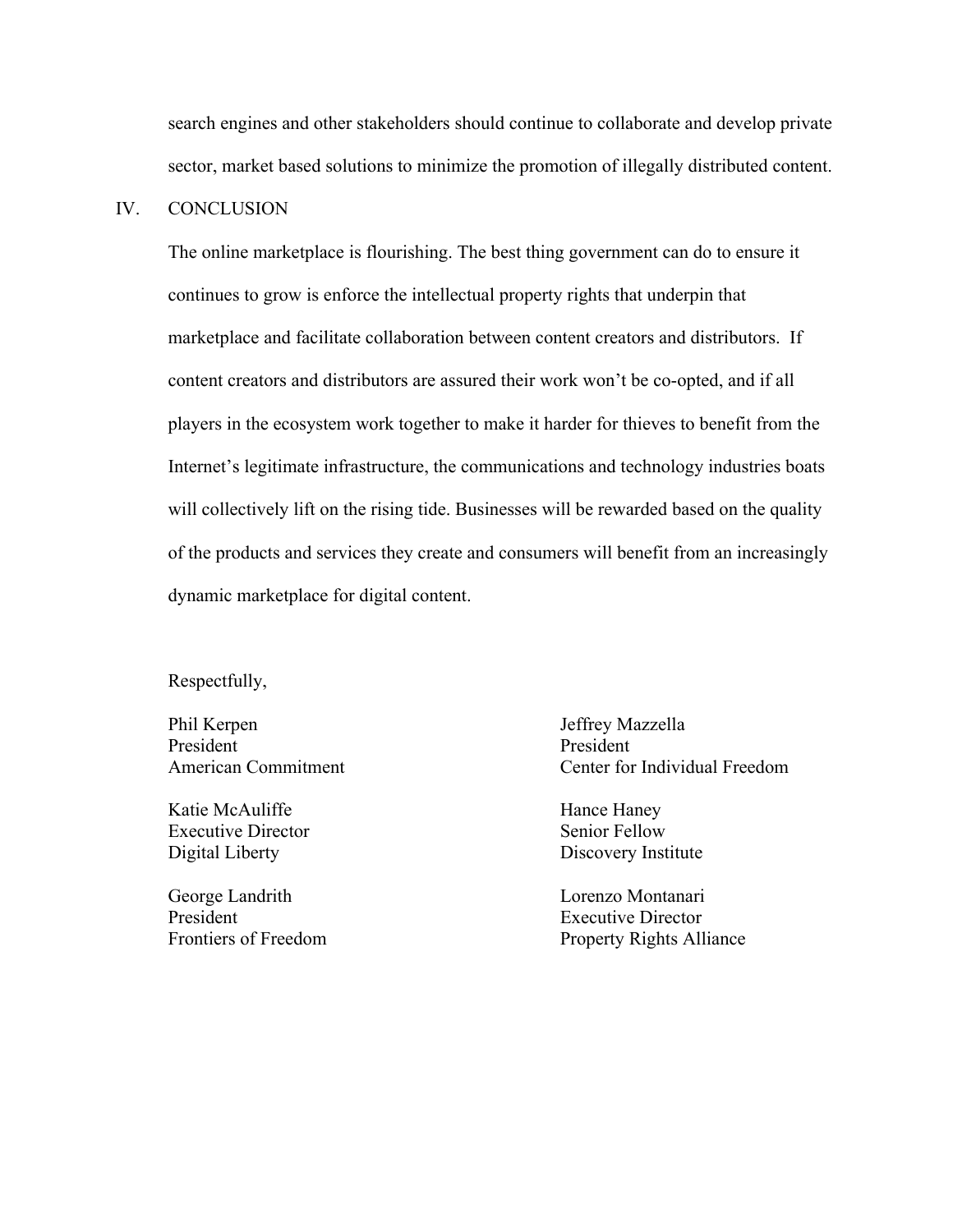search engines and other stakeholders should continue to collaborate and develop private sector, market based solutions to minimize the promotion of illegally distributed content.

## IV. CONCLUSION

The online marketplace is flourishing. The best thing government can do to ensure it continues to grow is enforce the intellectual property rights that underpin that marketplace and facilitate collaboration between content creators and distributors. If content creators and distributors are assured their work won't be co-opted, and if all players in the ecosystem work together to make it harder for thieves to benefit from the Internet's legitimate infrastructure, the communications and technology industries boats will collectively lift on the rising tide. Businesses will be rewarded based on the quality of the products and services they create and consumers will benefit from an increasingly dynamic marketplace for digital content.

Respectfully,

Phil Kerpen
President
American Commitment

Jeffrey Mazzella
President
Center for Individual Freedom

Katie McAuliffe
Executive Director
Digital Liberty

Hance Haney
Senior Fellow
Discovery Institute

George Landrith
President
Frontiers of Freedom

Lorenzo Montanari
Executive Director
Property Rights Alliance